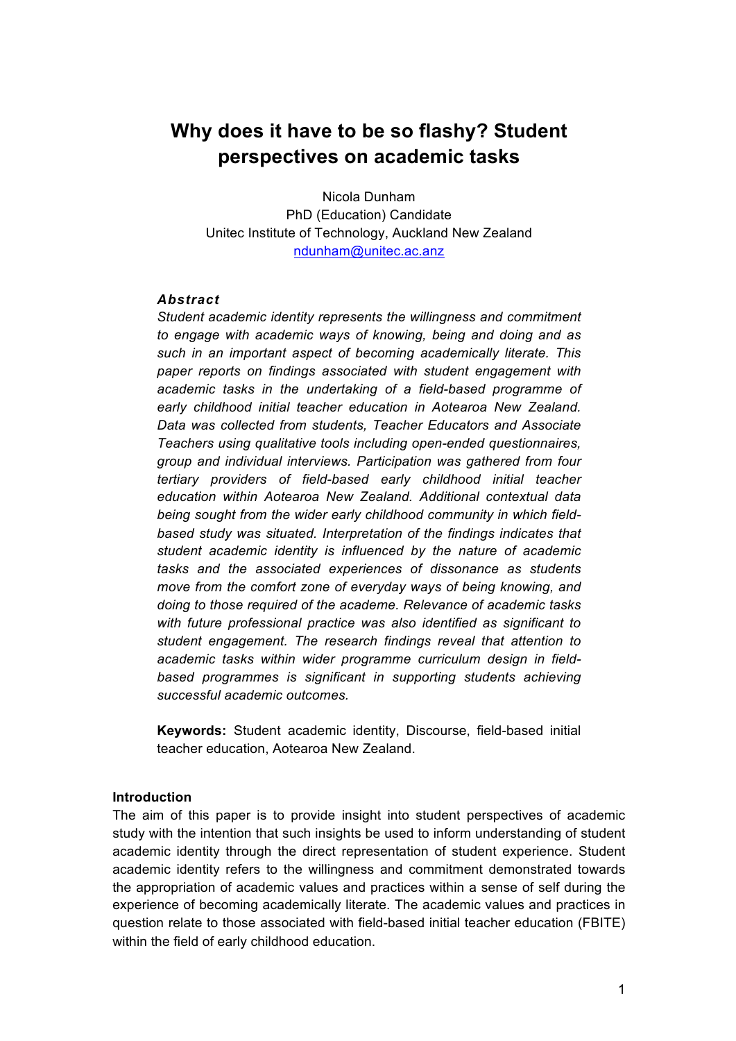# Why does it have to be so flashy? Student perspectives on academic tasks

Nicola Dunham
PhD (Education) Candidate
Unitec Institute of Technology, Auckland New Zealand
ndunham@unitec.ac.anz

### *Abstract*

*Student academic identity represents the willingness and commitment to engage with academic ways of knowing, being and doing and as such in an important aspect of becoming academically literate. This paper reports on findings associated with student engagement with academic tasks in the undertaking of a field-based programme of early childhood initial teacher education in Aotearoa New Zealand. Data was collected from students, Teacher Educators and Associate Teachers using qualitative tools including open-ended questionnaires, group and individual interviews. Participation was gathered from four tertiary providers of field-based early childhood initial teacher education within Aotearoa New Zealand. Additional contextual data being sought from the wider early childhood community in which field-based study was situated. Interpretation of the findings indicates that student academic identity is influenced by the nature of academic tasks and the associated experiences of dissonance as students move from the comfort zone of everyday ways of being knowing, and doing to those required of the academe. Relevance of academic tasks with future professional practice was also identified as significant to student engagement. The research findings reveal that attention to academic tasks within wider programme curriculum design in field-based programmes is significant in supporting students achieving successful academic outcomes.*

**Keywords:** Student academic identity, Discourse, field-based initial teacher education, Aotearoa New Zealand.

## Introduction

The aim of this paper is to provide insight into student perspectives of academic study with the intention that such insights be used to inform understanding of student academic identity through the direct representation of student experience. Student academic identity refers to the willingness and commitment demonstrated towards the appropriation of academic values and practices within a sense of self during the experience of becoming academically literate. The academic values and practices in question relate to those associated with field-based initial teacher education (FBITE) within the field of early childhood education.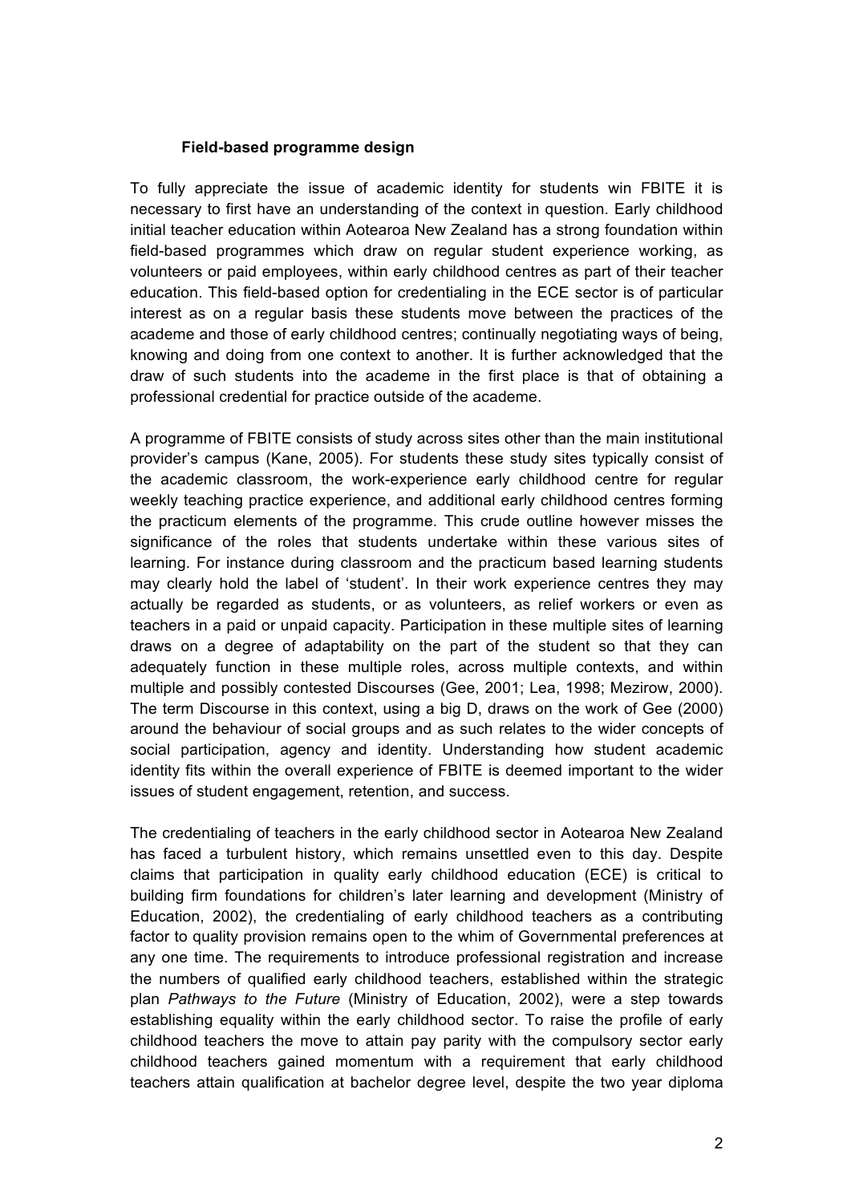### Field-based programme design

To fully appreciate the issue of academic identity for students win FBITE it is necessary to first have an understanding of the context in question. Early childhood initial teacher education within Aotearoa New Zealand has a strong foundation within field-based programmes which draw on regular student experience working, as volunteers or paid employees, within early childhood centres as part of their teacher education. This field-based option for credentialing in the ECE sector is of particular interest as on a regular basis these students move between the practices of the academe and those of early childhood centres; continually negotiating ways of being, knowing and doing from one context to another. It is further acknowledged that the draw of such students into the academe in the first place is that of obtaining a professional credential for practice outside of the academe.

A programme of FBITE consists of study across sites other than the main institutional provider's campus (Kane, 2005). For students these study sites typically consist of the academic classroom, the work-experience early childhood centre for regular weekly teaching practice experience, and additional early childhood centres forming the practicum elements of the programme. This crude outline however misses the significance of the roles that students undertake within these various sites of learning. For instance during classroom and the practicum based learning students may clearly hold the label of 'student'. In their work experience centres they may actually be regarded as students, or as volunteers, as relief workers or even as teachers in a paid or unpaid capacity. Participation in these multiple sites of learning draws on a degree of adaptability on the part of the student so that they can adequately function in these multiple roles, across multiple contexts, and within multiple and possibly contested Discourses (Gee, 2001; Lea, 1998; Mezirow, 2000). The term Discourse in this context, using a big D, draws on the work of Gee (2000) around the behaviour of social groups and as such relates to the wider concepts of social participation, agency and identity. Understanding how student academic identity fits within the overall experience of FBITE is deemed important to the wider issues of student engagement, retention, and success.

The credentialing of teachers in the early childhood sector in Aotearoa New Zealand has faced a turbulent history, which remains unsettled even to this day. Despite claims that participation in quality early childhood education (ECE) is critical to building firm foundations for children's later learning and development (Ministry of Education, 2002), the credentialing of early childhood teachers as a contributing factor to quality provision remains open to the whim of Governmental preferences at any one time. The requirements to introduce professional registration and increase the numbers of qualified early childhood teachers, established within the strategic plan *Pathways to the Future* (Ministry of Education, 2002), were a step towards establishing equality within the early childhood sector. To raise the profile of early childhood teachers the move to attain pay parity with the compulsory sector early childhood teachers gained momentum with a requirement that early childhood teachers attain qualification at bachelor degree level, despite the two year diploma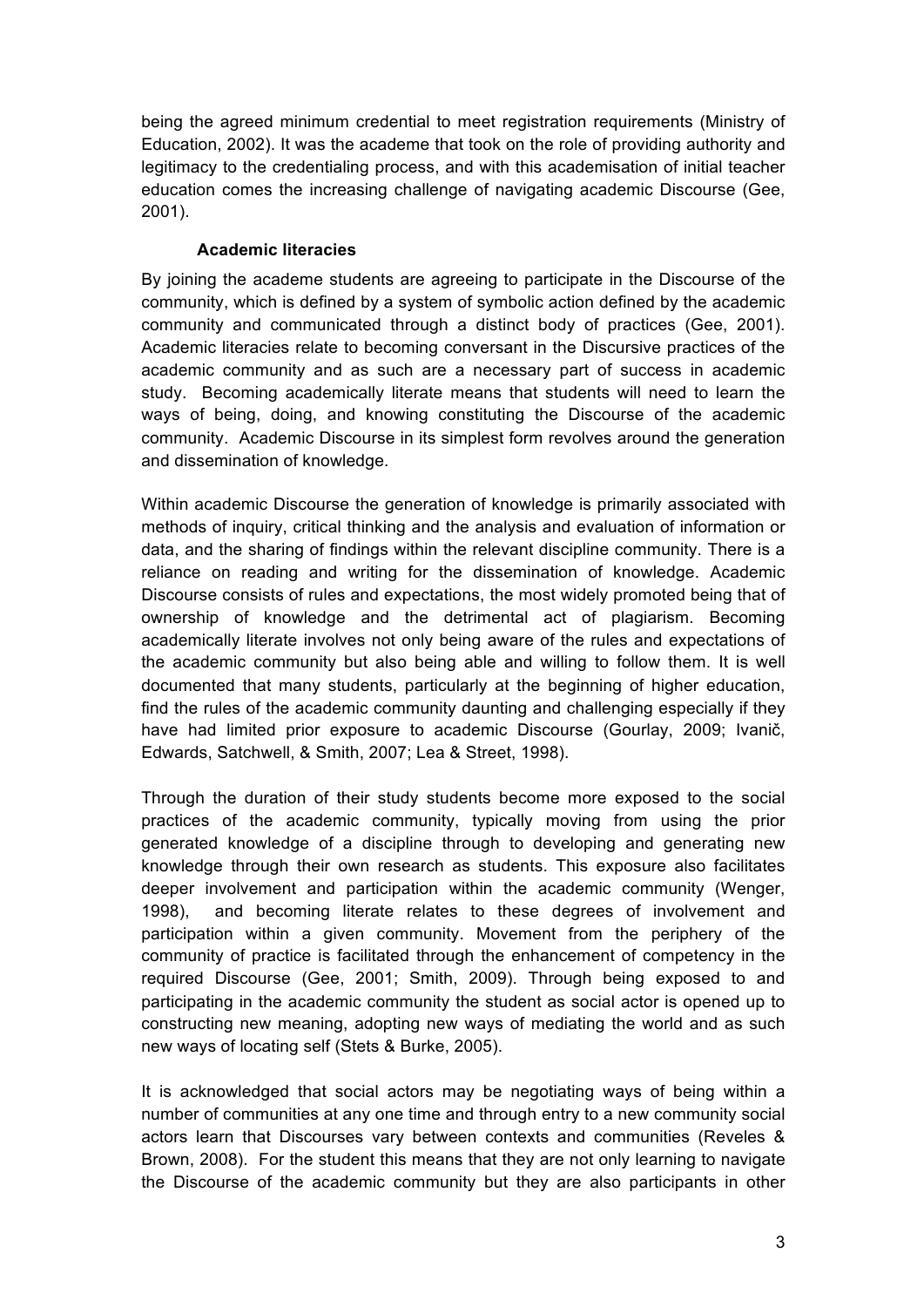being the agreed minimum credential to meet registration requirements (Ministry of Education, 2002). It was the academe that took on the role of providing authority and legitimacy to the credentialing process, and with this academisation of initial teacher education comes the increasing challenge of navigating academic Discourse (Gee, 2001).

### Academic literacies

By joining the academe students are agreeing to participate in the Discourse of the community, which is defined by a system of symbolic action defined by the academic community and communicated through a distinct body of practices (Gee, 2001). Academic literacies relate to becoming conversant in the Discursive practices of the academic community and as such are a necessary part of success in academic study. Becoming academically literate means that students will need to learn the ways of being, doing, and knowing constituting the Discourse of the academic community. Academic Discourse in its simplest form revolves around the generation and dissemination of knowledge.

Within academic Discourse the generation of knowledge is primarily associated with methods of inquiry, critical thinking and the analysis and evaluation of information or data, and the sharing of findings within the relevant discipline community. There is a reliance on reading and writing for the dissemination of knowledge. Academic Discourse consists of rules and expectations, the most widely promoted being that of ownership of knowledge and the detrimental act of plagiarism. Becoming academically literate involves not only being aware of the rules and expectations of the academic community but also being able and willing to follow them. It is well documented that many students, particularly at the beginning of higher education, find the rules of the academic community daunting and challenging especially if they have had limited prior exposure to academic Discourse (Gourlay, 2009; Ivanič, Edwards, Satchwell, & Smith, 2007; Lea & Street, 1998).

Through the duration of their study students become more exposed to the social practices of the academic community, typically moving from using the prior generated knowledge of a discipline through to developing and generating new knowledge through their own research as students. This exposure also facilitates deeper involvement and participation within the academic community (Wenger, 1998), and becoming literate relates to these degrees of involvement and participation within a given community. Movement from the periphery of the community of practice is facilitated through the enhancement of competency in the required Discourse (Gee, 2001; Smith, 2009). Through being exposed to and participating in the academic community the student as social actor is opened up to constructing new meaning, adopting new ways of mediating the world and as such new ways of locating self (Stets & Burke, 2005).

It is acknowledged that social actors may be negotiating ways of being within a number of communities at any one time and through entry to a new community social actors learn that Discourses vary between contexts and communities (Reveles & Brown, 2008). For the student this means that they are not only learning to navigate the Discourse of the academic community but they are also participants in other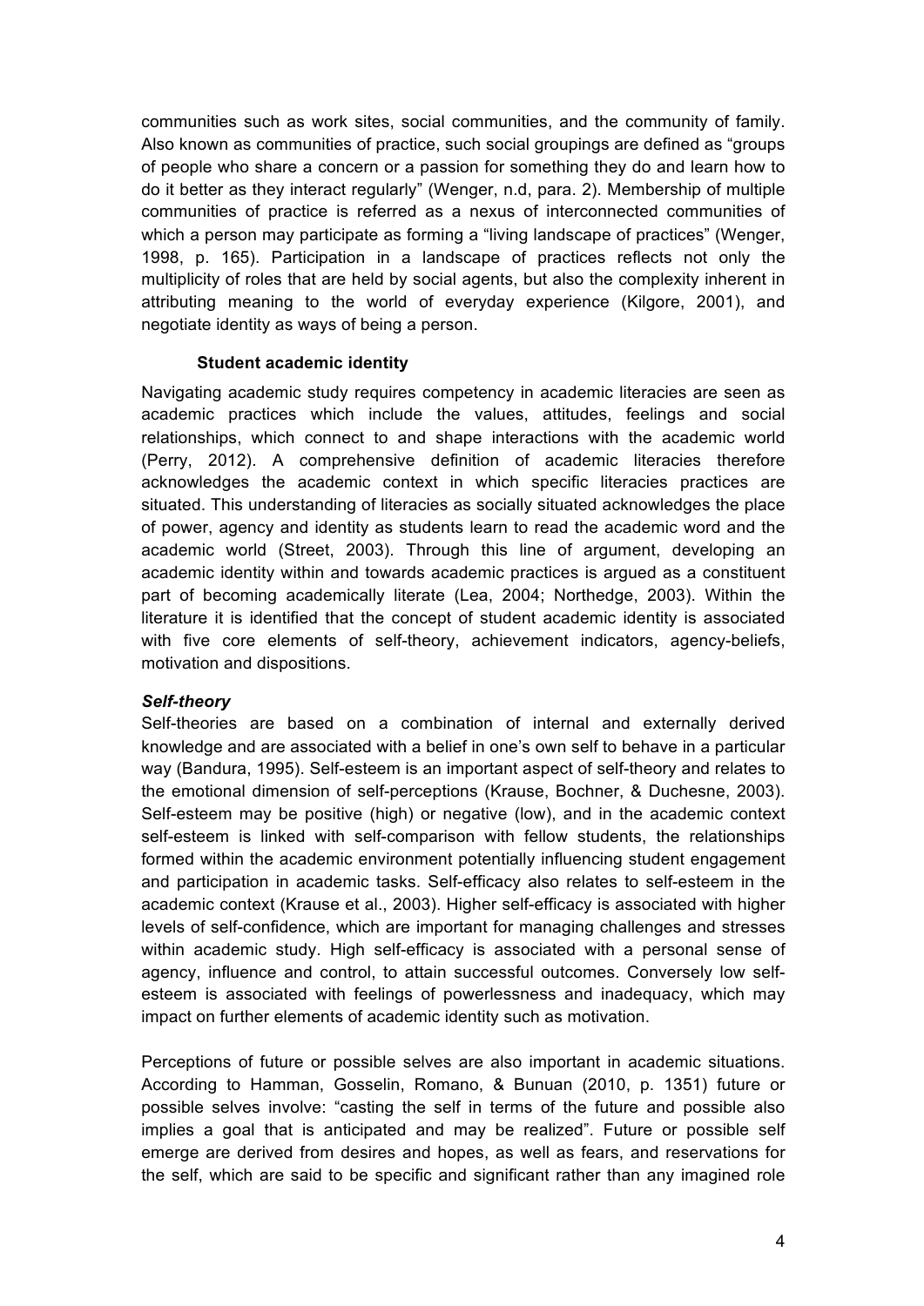communities such as work sites, social communities, and the community of family. Also known as communities of practice, such social groupings are defined as "groups of people who share a concern or a passion for something they do and learn how to do it better as they interact regularly" (Wenger, n.d, para. 2). Membership of multiple communities of practice is referred as a nexus of interconnected communities of which a person may participate as forming a "living landscape of practices" (Wenger, 1998, p. 165). Participation in a landscape of practices reflects not only the multiplicity of roles that are held by social agents, but also the complexity inherent in attributing meaning to the world of everyday experience (Kilgore, 2001), and negotiate identity as ways of being a person.

## Student academic identity

Navigating academic study requires competency in academic literacies are seen as academic practices which include the values, attitudes, feelings and social relationships, which connect to and shape interactions with the academic world (Perry, 2012). A comprehensive definition of academic literacies therefore acknowledges the academic context in which specific literacies practices are situated. This understanding of literacies as socially situated acknowledges the place of power, agency and identity as students learn to read the academic word and the academic world (Street, 2003). Through this line of argument, developing an academic identity within and towards academic practices is argued as a constituent part of becoming academically literate (Lea, 2004; Northedge, 2003). Within the literature it is identified that the concept of student academic identity is associated with five core elements of self-theory, achievement indicators, agency-beliefs, motivation and dispositions.

### *Self-theory*

Self-theories are based on a combination of internal and externally derived knowledge and are associated with a belief in one's own self to behave in a particular way (Bandura, 1995). Self-esteem is an important aspect of self-theory and relates to the emotional dimension of self-perceptions (Krause, Bochner, & Duchesne, 2003). Self-esteem may be positive (high) or negative (low), and in the academic context self-esteem is linked with self-comparison with fellow students, the relationships formed within the academic environment potentially influencing student engagement and participation in academic tasks. Self-efficacy also relates to self-esteem in the academic context (Krause et al., 2003). Higher self-efficacy is associated with higher levels of self-confidence, which are important for managing challenges and stresses within academic study. High self-efficacy is associated with a personal sense of agency, influence and control, to attain successful outcomes. Conversely low self-esteem is associated with feelings of powerlessness and inadequacy, which may impact on further elements of academic identity such as motivation.

Perceptions of future or possible selves are also important in academic situations. According to Hamman, Gosselin, Romano, & Bunuan (2010, p. 1351) future or possible selves involve: "casting the self in terms of the future and possible also implies a goal that is anticipated and may be realized". Future or possible self emerge are derived from desires and hopes, as well as fears, and reservations for the self, which are said to be specific and significant rather than any imagined role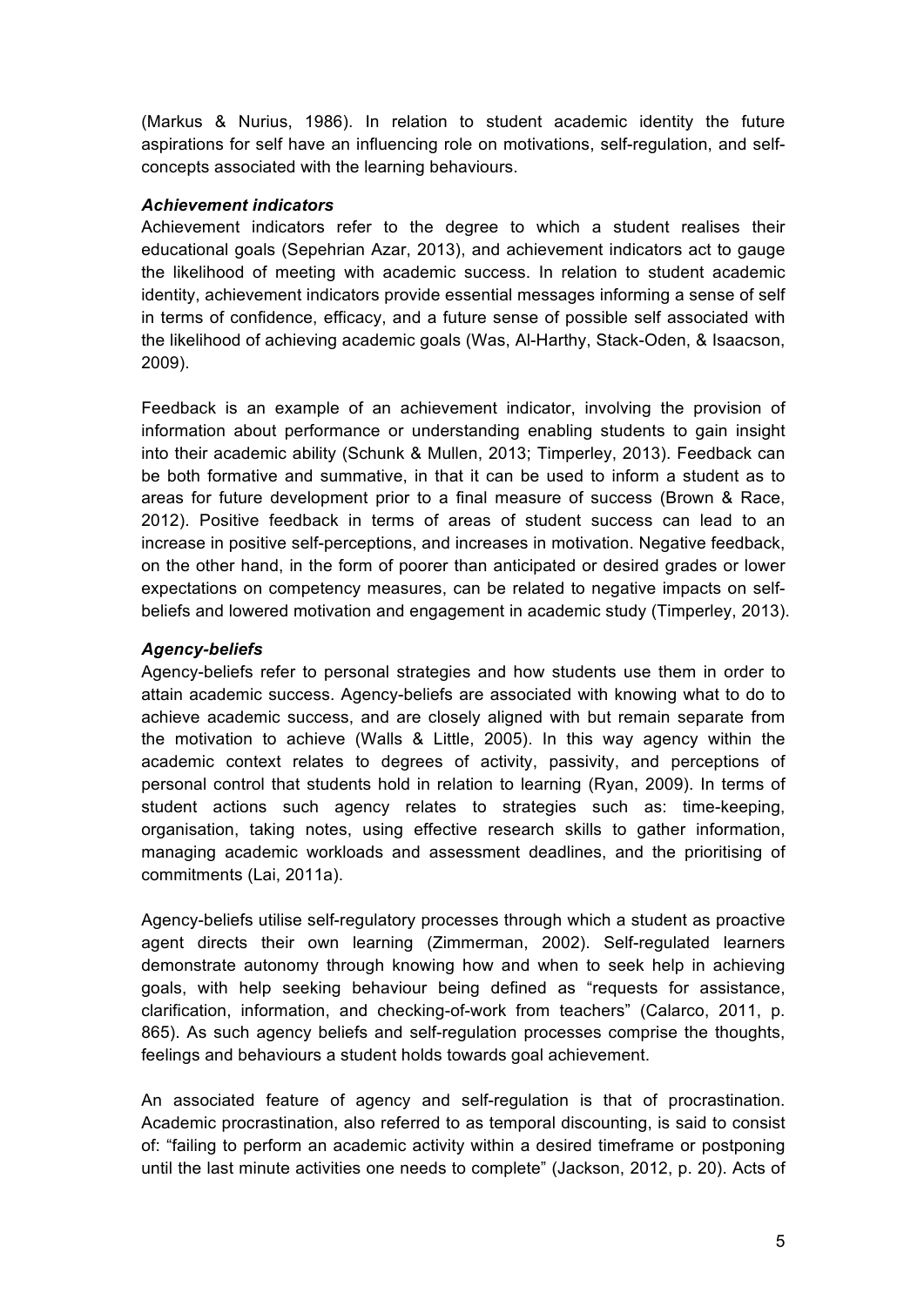(Markus & Nurius, 1986). In relation to student academic identity the future aspirations for self have an influencing role on motivations, self-regulation, and self-concepts associated with the learning behaviours.

### *Achievement indicators*

Achievement indicators refer to the degree to which a student realises their educational goals (Sepehrian Azar, 2013), and achievement indicators act to gauge the likelihood of meeting with academic success. In relation to student academic identity, achievement indicators provide essential messages informing a sense of self in terms of confidence, efficacy, and a future sense of possible self associated with the likelihood of achieving academic goals (Was, Al-Harthy, Stack-Oden, & Isaacson, 2009).

Feedback is an example of an achievement indicator, involving the provision of information about performance or understanding enabling students to gain insight into their academic ability (Schunk & Mullen, 2013; Timperley, 2013). Feedback can be both formative and summative, in that it can be used to inform a student as to areas for future development prior to a final measure of success (Brown & Race, 2012). Positive feedback in terms of areas of student success can lead to an increase in positive self-perceptions, and increases in motivation. Negative feedback, on the other hand, in the form of poorer than anticipated or desired grades or lower expectations on competency measures, can be related to negative impacts on self-beliefs and lowered motivation and engagement in academic study (Timperley, 2013).

### *Agency-beliefs*

Agency-beliefs refer to personal strategies and how students use them in order to attain academic success. Agency-beliefs are associated with knowing what to do to achieve academic success, and are closely aligned with but remain separate from the motivation to achieve (Walls & Little, 2005). In this way agency within the academic context relates to degrees of activity, passivity, and perceptions of personal control that students hold in relation to learning (Ryan, 2009). In terms of student actions such agency relates to strategies such as: time-keeping, organisation, taking notes, using effective research skills to gather information, managing academic workloads and assessment deadlines, and the prioritising of commitments (Lai, 2011a).

Agency-beliefs utilise self-regulatory processes through which a student as proactive agent directs their own learning (Zimmerman, 2002). Self-regulated learners demonstrate autonomy through knowing how and when to seek help in achieving goals, with help seeking behaviour being defined as "requests for assistance, clarification, information, and checking-of-work from teachers" (Calarco, 2011, p. 865). As such agency beliefs and self-regulation processes comprise the thoughts, feelings and behaviours a student holds towards goal achievement.

An associated feature of agency and self-regulation is that of procrastination. Academic procrastination, also referred to as temporal discounting, is said to consist of: "failing to perform an academic activity within a desired timeframe or postponing until the last minute activities one needs to complete" (Jackson, 2012, p. 20). Acts of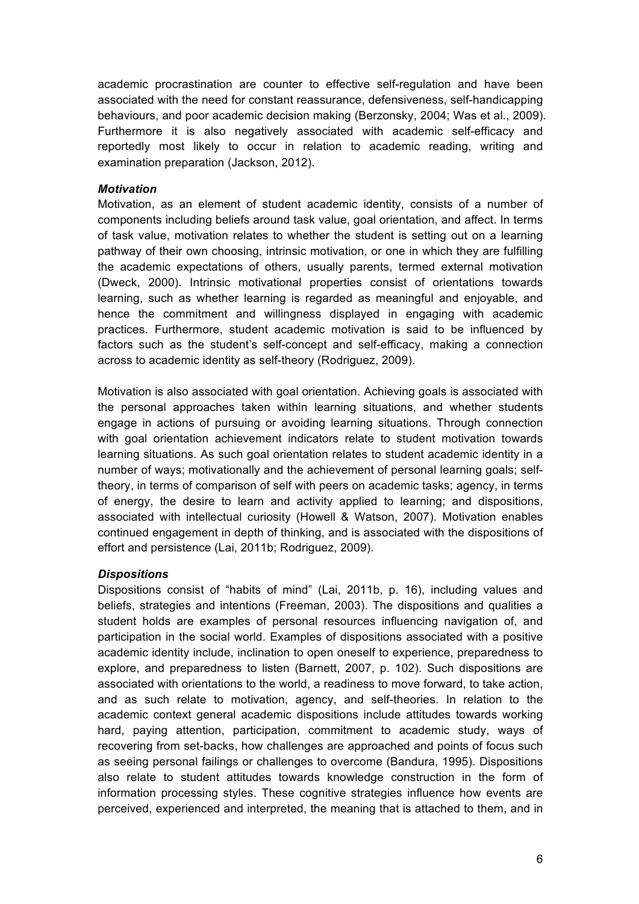academic procrastination are counter to effective self-regulation and have been associated with the need for constant reassurance, defensiveness, self-handicapping behaviours, and poor academic decision making (Berzonsky, 2004; Was et al., 2009). Furthermore it is also negatively associated with academic self-efficacy and reportedly most likely to occur in relation to academic reading, writing and examination preparation (Jackson, 2012).

***Motivation***

Motivation, as an element of student academic identity, consists of a number of components including beliefs around task value, goal orientation, and affect. In terms of task value, motivation relates to whether the student is setting out on a learning pathway of their own choosing, intrinsic motivation, or one in which they are fulfilling the academic expectations of others, usually parents, termed external motivation (Dweck, 2000). Intrinsic motivational properties consist of orientations towards learning, such as whether learning is regarded as meaningful and enjoyable, and hence the commitment and willingness displayed in engaging with academic practices. Furthermore, student academic motivation is said to be influenced by factors such as the student's self-concept and self-efficacy, making a connection across to academic identity as self-theory (Rodriguez, 2009).

Motivation is also associated with goal orientation. Achieving goals is associated with the personal approaches taken within learning situations, and whether students engage in actions of pursuing or avoiding learning situations. Through connection with goal orientation achievement indicators relate to student motivation towards learning situations. As such goal orientation relates to student academic identity in a number of ways; motivationally and the achievement of personal learning goals; self-theory, in terms of comparison of self with peers on academic tasks; agency, in terms of energy, the desire to learn and activity applied to learning; and dispositions, associated with intellectual curiosity (Howell & Watson, 2007). Motivation enables continued engagement in depth of thinking, and is associated with the dispositions of effort and persistence (Lai, 2011b; Rodriguez, 2009).

***Dispositions***

Dispositions consist of "habits of mind" (Lai, 2011b, p. 16), including values and beliefs, strategies and intentions (Freeman, 2003). The dispositions and qualities a student holds are examples of personal resources influencing navigation of, and participation in the social world. Examples of dispositions associated with a positive academic identity include, inclination to open oneself to experience, preparedness to explore, and preparedness to listen (Barnett, 2007, p. 102). Such dispositions are associated with orientations to the world, a readiness to move forward, to take action, and as such relate to motivation, agency, and self-theories. In relation to the academic context general academic dispositions include attitudes towards working hard, paying attention, participation, commitment to academic study, ways of recovering from set-backs, how challenges are approached and points of focus such as seeing personal failings or challenges to overcome (Bandura, 1995). Dispositions also relate to student attitudes towards knowledge construction in the form of information processing styles. These cognitive strategies influence how events are perceived, experienced and interpreted, the meaning that is attached to them, and in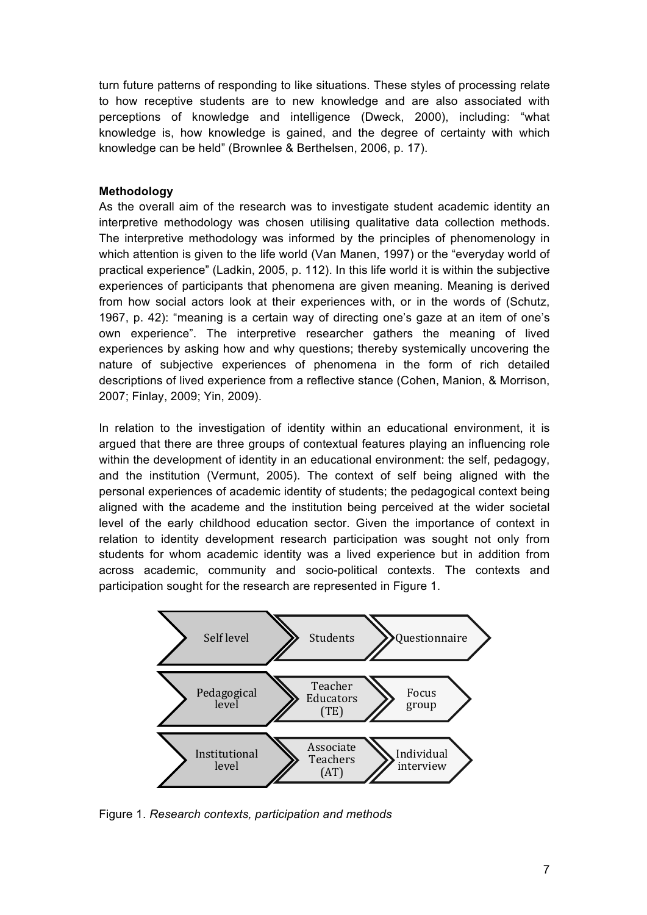turn future patterns of responding to like situations. These styles of processing relate to how receptive students are to new knowledge and are also associated with perceptions of knowledge and intelligence (Dweck, 2000), including: "what knowledge is, how knowledge is gained, and the degree of certainty with which knowledge can be held" (Brownlee & Berthelsen, 2006, p. 17).

**Methodology**

As the overall aim of the research was to investigate student academic identity an interpretive methodology was chosen utilising qualitative data collection methods. The interpretive methodology was informed by the principles of phenomenology in which attention is given to the life world (Van Manen, 1997) or the "everyday world of practical experience" (Ladkin, 2005, p. 112). In this life world it is within the subjective experiences of participants that phenomena are given meaning. Meaning is derived from how social actors look at their experiences with, or in the words of (Schutz, 1967, p. 42): "meaning is a certain way of directing one's gaze at an item of one's own experience". The interpretive researcher gathers the meaning of lived experiences by asking how and why questions; thereby systemically uncovering the nature of subjective experiences of phenomena in the form of rich detailed descriptions of lived experience from a reflective stance (Cohen, Manion, & Morrison, 2007; Finlay, 2009; Yin, 2009).

In relation to the investigation of identity within an educational environment, it is argued that there are three groups of contextual features playing an influencing role within the development of identity in an educational environment: the self, pedagogy, and the institution (Vermunt, 2005). The context of self being aligned with the personal experiences of academic identity of students; the pedagogical context being aligned with the academe and the institution being perceived at the wider societal level of the early childhood education sector. Given the importance of context in relation to identity development research participation was sought not only from students for whom academic identity was a lived experience but in addition from across academic, community and socio-political contexts. The contexts and participation sought for the research are represented in Figure 1.

Self level
Students
Questionnaire

Pedagogical level
Teacher Educators (TE)
Focus group

Institutional level
Associate Teachers (AT)
Individual interview

Figure 1. *Research contexts, participation and methods*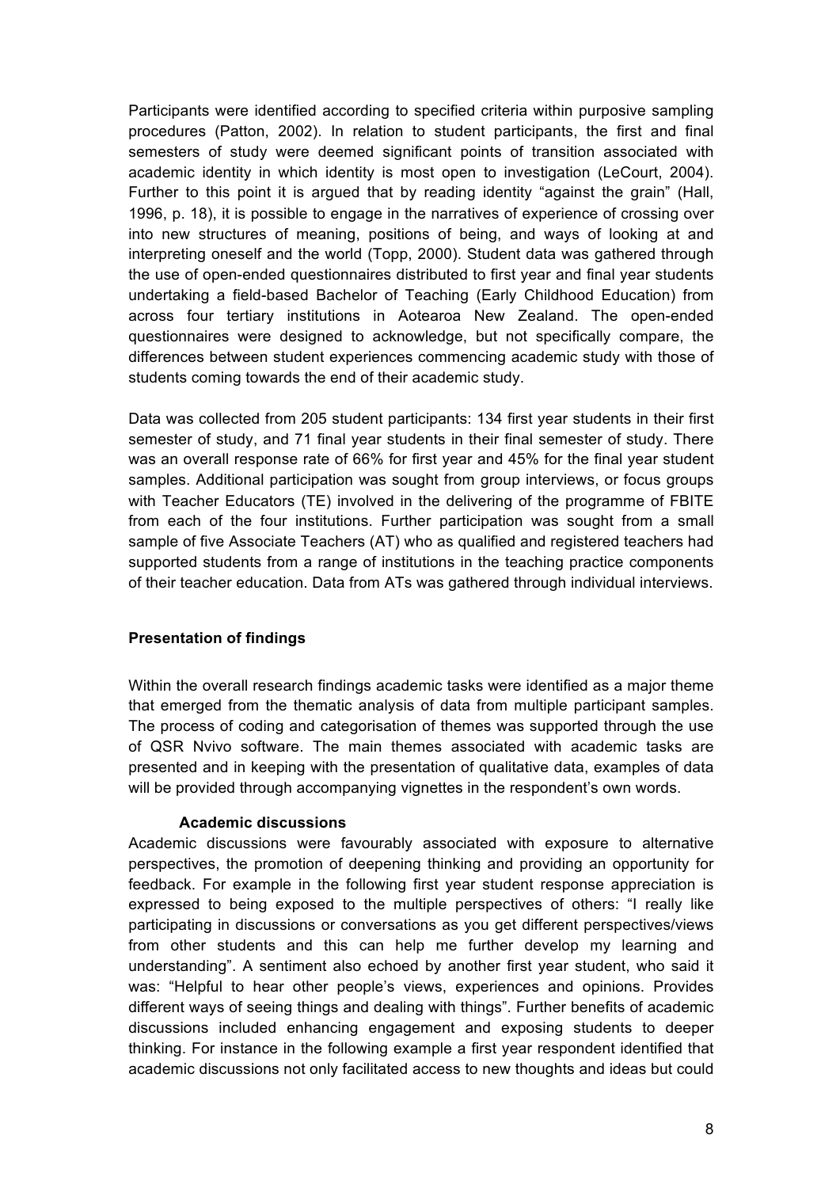Participants were identified according to specified criteria within purposive sampling procedures (Patton, 2002). In relation to student participants, the first and final semesters of study were deemed significant points of transition associated with academic identity in which identity is most open to investigation (LeCourt, 2004). Further to this point it is argued that by reading identity "against the grain" (Hall, 1996, p. 18), it is possible to engage in the narratives of experience of crossing over into new structures of meaning, positions of being, and ways of looking at and interpreting oneself and the world (Topp, 2000). Student data was gathered through the use of open-ended questionnaires distributed to first year and final year students undertaking a field-based Bachelor of Teaching (Early Childhood Education) from across four tertiary institutions in Aotearoa New Zealand. The open-ended questionnaires were designed to acknowledge, but not specifically compare, the differences between student experiences commencing academic study with those of students coming towards the end of their academic study.

Data was collected from 205 student participants: 134 first year students in their first semester of study, and 71 final year students in their final semester of study. There was an overall response rate of 66% for first year and 45% for the final year student samples. Additional participation was sought from group interviews, or focus groups with Teacher Educators (TE) involved in the delivering of the programme of FBITE from each of the four institutions. Further participation was sought from a small sample of five Associate Teachers (AT) who as qualified and registered teachers had supported students from a range of institutions in the teaching practice components of their teacher education. Data from ATs was gathered through individual interviews.

## Presentation of findings

Within the overall research findings academic tasks were identified as a major theme that emerged from the thematic analysis of data from multiple participant samples. The process of coding and categorisation of themes was supported through the use of QSR Nvivo software. The main themes associated with academic tasks are presented and in keeping with the presentation of qualitative data, examples of data will be provided through accompanying vignettes in the respondent's own words.

### Academic discussions

Academic discussions were favourably associated with exposure to alternative perspectives, the promotion of deepening thinking and providing an opportunity for feedback. For example in the following first year student response appreciation is expressed to being exposed to the multiple perspectives of others: "I really like participating in discussions or conversations as you get different perspectives/views from other students and this can help me further develop my learning and understanding". A sentiment also echoed by another first year student, who said it was: "Helpful to hear other people's views, experiences and opinions. Provides different ways of seeing things and dealing with things". Further benefits of academic discussions included enhancing engagement and exposing students to deeper thinking. For instance in the following example a first year respondent identified that academic discussions not only facilitated access to new thoughts and ideas but could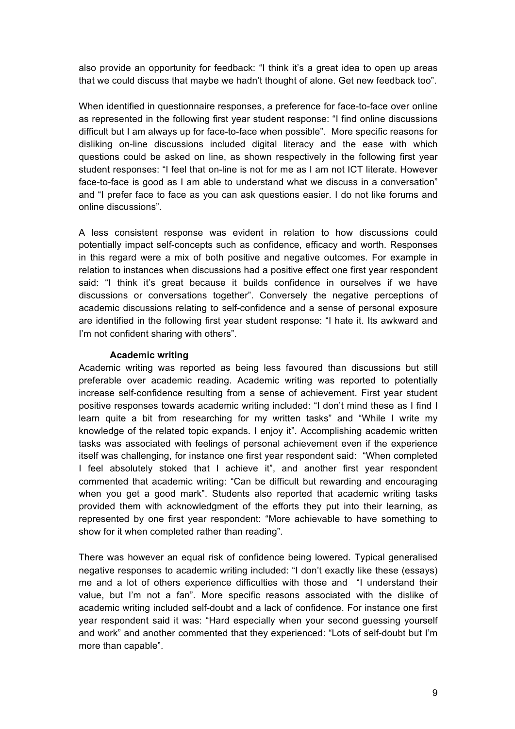also provide an opportunity for feedback: "I think it's a great idea to open up areas that we could discuss that maybe we hadn't thought of alone. Get new feedback too".

When identified in questionnaire responses, a preference for face-to-face over online as represented in the following first year student response: "I find online discussions difficult but I am always up for face-to-face when possible". More specific reasons for disliking on-line discussions included digital literacy and the ease with which questions could be asked on line, as shown respectively in the following first year student responses: "I feel that on-line is not for me as I am not ICT literate. However face-to-face is good as I am able to understand what we discuss in a conversation" and "I prefer face to face as you can ask questions easier. I do not like forums and online discussions".

A less consistent response was evident in relation to how discussions could potentially impact self-concepts such as confidence, efficacy and worth. Responses in this regard were a mix of both positive and negative outcomes. For example in relation to instances when discussions had a positive effect one first year respondent said: "I think it's great because it builds confidence in ourselves if we have discussions or conversations together". Conversely the negative perceptions of academic discussions relating to self-confidence and a sense of personal exposure are identified in the following first year student response: "I hate it. Its awkward and I'm not confident sharing with others".

**Academic writing**

Academic writing was reported as being less favoured than discussions but still preferable over academic reading. Academic writing was reported to potentially increase self-confidence resulting from a sense of achievement. First year student positive responses towards academic writing included: "I don't mind these as I find I learn quite a bit from researching for my written tasks" and "While I write my knowledge of the related topic expands. I enjoy it". Accomplishing academic written tasks was associated with feelings of personal achievement even if the experience itself was challenging, for instance one first year respondent said: "When completed I feel absolutely stoked that I achieve it", and another first year respondent commented that academic writing: "Can be difficult but rewarding and encouraging when you get a good mark". Students also reported that academic writing tasks provided them with acknowledgment of the efforts they put into their learning, as represented by one first year respondent: "More achievable to have something to show for it when completed rather than reading".

There was however an equal risk of confidence being lowered. Typical generalised negative responses to academic writing included: "I don't exactly like these (essays) me and a lot of others experience difficulties with those and "I understand their value, but I'm not a fan". More specific reasons associated with the dislike of academic writing included self-doubt and a lack of confidence. For instance one first year respondent said it was: "Hard especially when your second guessing yourself and work" and another commented that they experienced: "Lots of self-doubt but I'm more than capable".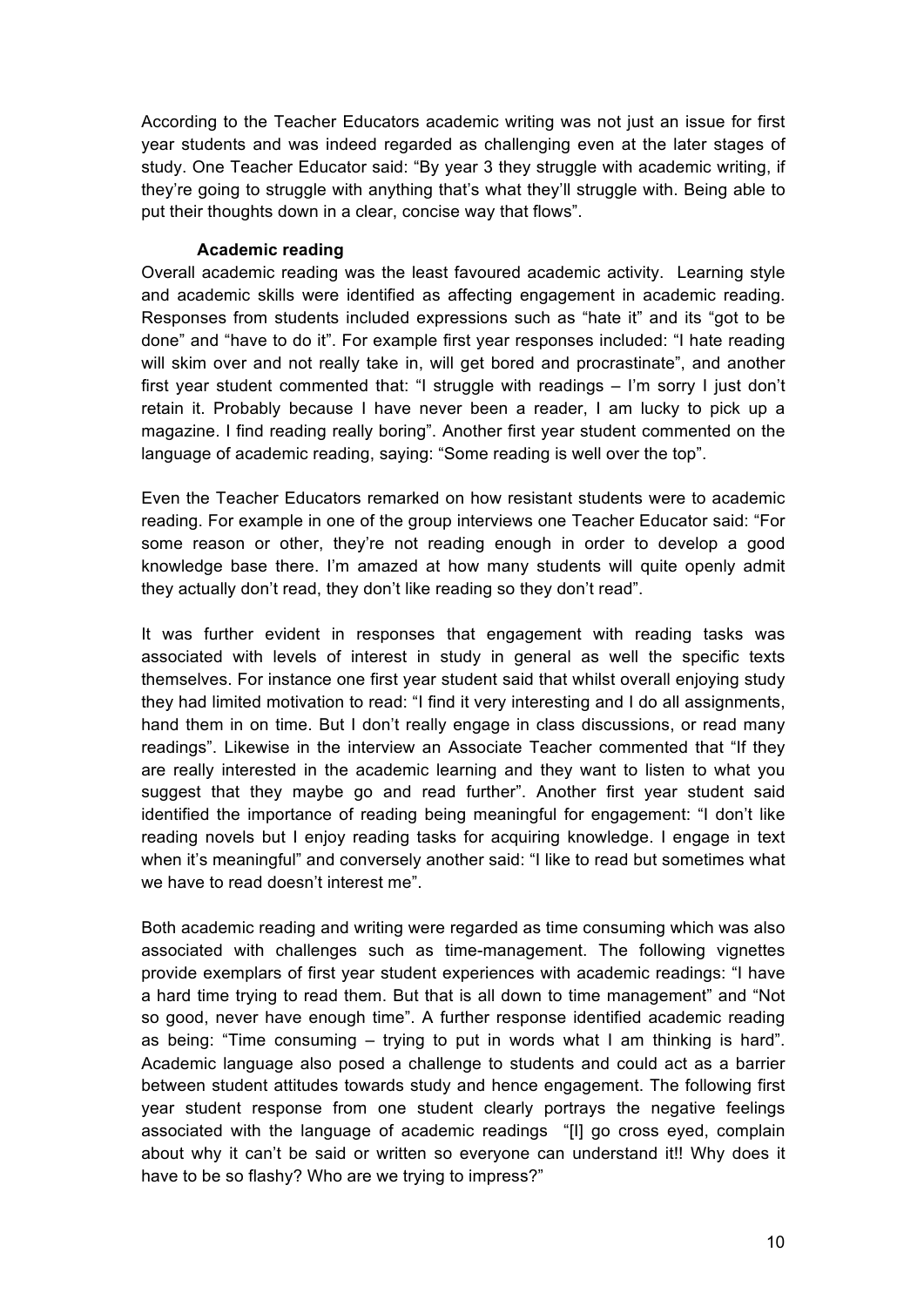According to the Teacher Educators academic writing was not just an issue for first year students and was indeed regarded as challenging even at the later stages of study. One Teacher Educator said: "By year 3 they struggle with academic writing, if they're going to struggle with anything that's what they'll struggle with. Being able to put their thoughts down in a clear, concise way that flows".

### Academic reading

Overall academic reading was the least favoured academic activity. Learning style and academic skills were identified as affecting engagement in academic reading. Responses from students included expressions such as "hate it" and its "got to be done" and "have to do it". For example first year responses included: "I hate reading will skim over and not really take in, will get bored and procrastinate", and another first year student commented that: "I struggle with readings – I'm sorry I just don't retain it. Probably because I have never been a reader, I am lucky to pick up a magazine. I find reading really boring". Another first year student commented on the language of academic reading, saying: "Some reading is well over the top".

Even the Teacher Educators remarked on how resistant students were to academic reading. For example in one of the group interviews one Teacher Educator said: "For some reason or other, they're not reading enough in order to develop a good knowledge base there. I'm amazed at how many students will quite openly admit they actually don't read, they don't like reading so they don't read".

It was further evident in responses that engagement with reading tasks was associated with levels of interest in study in general as well the specific texts themselves. For instance one first year student said that whilst overall enjoying study they had limited motivation to read: "I find it very interesting and I do all assignments, hand them in on time. But I don't really engage in class discussions, or read many readings". Likewise in the interview an Associate Teacher commented that "If they are really interested in the academic learning and they want to listen to what you suggest that they maybe go and read further". Another first year student said identified the importance of reading being meaningful for engagement: "I don't like reading novels but I enjoy reading tasks for acquiring knowledge. I engage in text when it's meaningful" and conversely another said: "I like to read but sometimes what we have to read doesn't interest me".

Both academic reading and writing were regarded as time consuming which was also associated with challenges such as time-management. The following vignettes provide exemplars of first year student experiences with academic readings: "I have a hard time trying to read them. But that is all down to time management" and "Not so good, never have enough time". A further response identified academic reading as being: "Time consuming – trying to put in words what I am thinking is hard". Academic language also posed a challenge to students and could act as a barrier between student attitudes towards study and hence engagement. The following first year student response from one student clearly portrays the negative feelings associated with the language of academic readings "[I] go cross eyed, complain about why it can't be said or written so everyone can understand it!! Why does it have to be so flashy? Who are we trying to impress?"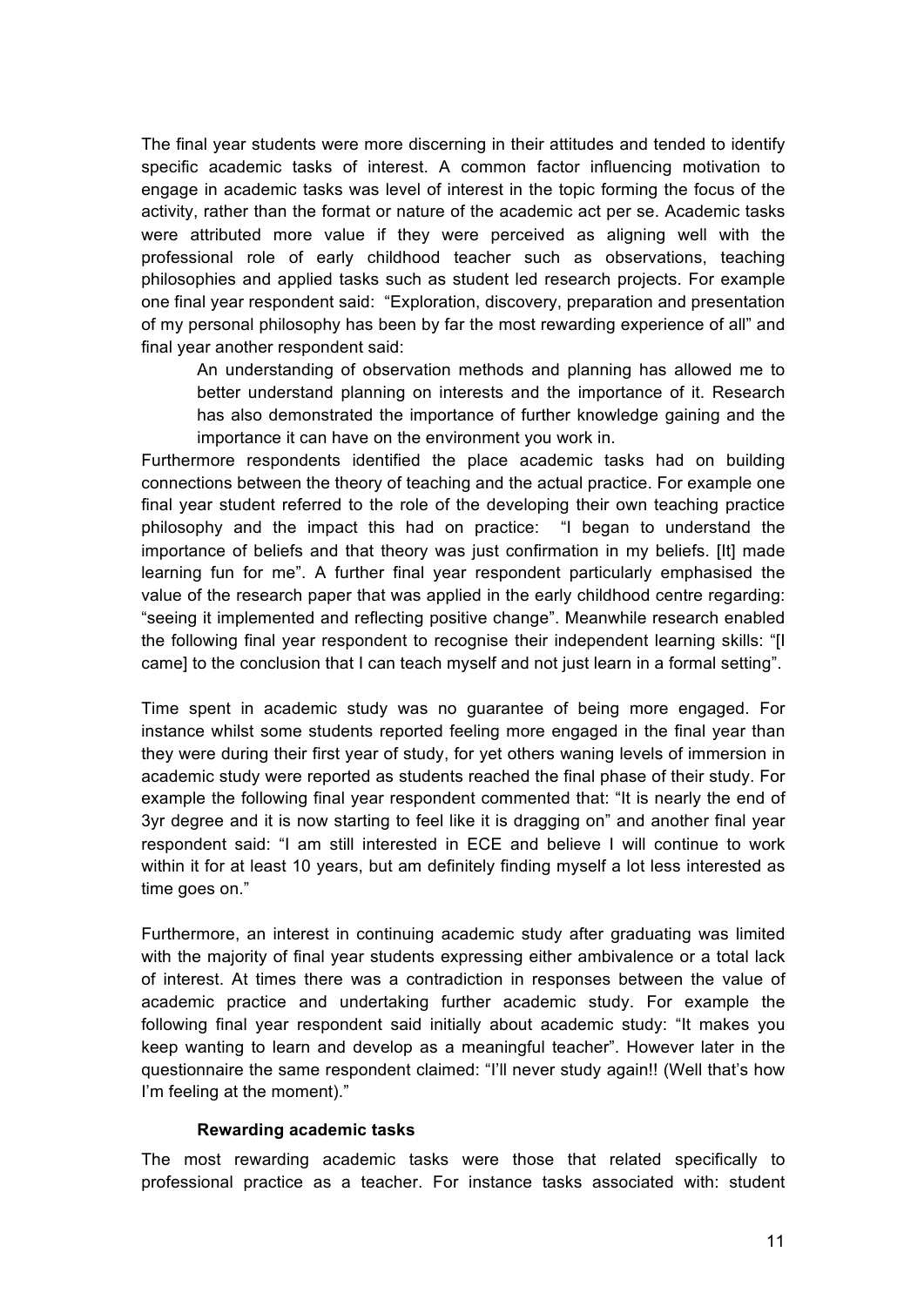The final year students were more discerning in their attitudes and tended to identify specific academic tasks of interest. A common factor influencing motivation to engage in academic tasks was level of interest in the topic forming the focus of the activity, rather than the format or nature of the academic act per se. Academic tasks were attributed more value if they were perceived as aligning well with the professional role of early childhood teacher such as observations, teaching philosophies and applied tasks such as student led research projects. For example one final year respondent said: "Exploration, discovery, preparation and presentation of my personal philosophy has been by far the most rewarding experience of all" and final year another respondent said:

> An understanding of observation methods and planning has allowed me to better understand planning on interests and the importance of it. Research has also demonstrated the importance of further knowledge gaining and the importance it can have on the environment you work in.

Furthermore respondents identified the place academic tasks had on building connections between the theory of teaching and the actual practice. For example one final year student referred to the role of the developing their own teaching practice philosophy and the impact this had on practice: "I began to understand the importance of beliefs and that theory was just confirmation in my beliefs. [It] made learning fun for me". A further final year respondent particularly emphasised the value of the research paper that was applied in the early childhood centre regarding: "seeing it implemented and reflecting positive change". Meanwhile research enabled the following final year respondent to recognise their independent learning skills: "[I came] to the conclusion that I can teach myself and not just learn in a formal setting".

Time spent in academic study was no guarantee of being more engaged. For instance whilst some students reported feeling more engaged in the final year than they were during their first year of study, for yet others waning levels of immersion in academic study were reported as students reached the final phase of their study. For example the following final year respondent commented that: "It is nearly the end of 3yr degree and it is now starting to feel like it is dragging on" and another final year respondent said: "I am still interested in ECE and believe I will continue to work within it for at least 10 years, but am definitely finding myself a lot less interested as time goes on."

Furthermore, an interest in continuing academic study after graduating was limited with the majority of final year students expressing either ambivalence or a total lack of interest. At times there was a contradiction in responses between the value of academic practice and undertaking further academic study. For example the following final year respondent said initially about academic study: "It makes you keep wanting to learn and develop as a meaningful teacher". However later in the questionnaire the same respondent claimed: "I'll never study again!! (Well that's how I'm feeling at the moment)."

**Rewarding academic tasks**

The most rewarding academic tasks were those that related specifically to professional practice as a teacher. For instance tasks associated with: student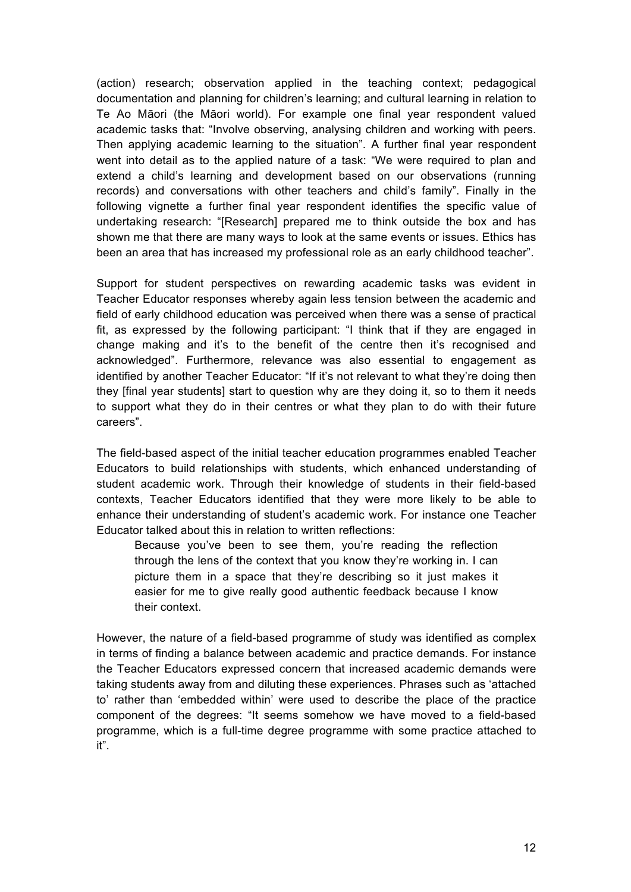(action) research; observation applied in the teaching context; pedagogical documentation and planning for children's learning; and cultural learning in relation to Te Ao Māori (the Māori world). For example one final year respondent valued academic tasks that: "Involve observing, analysing children and working with peers. Then applying academic learning to the situation". A further final year respondent went into detail as to the applied nature of a task: "We were required to plan and extend a child's learning and development based on our observations (running records) and conversations with other teachers and child's family". Finally in the following vignette a further final year respondent identifies the specific value of undertaking research: "[Research] prepared me to think outside the box and has shown me that there are many ways to look at the same events or issues. Ethics has been an area that has increased my professional role as an early childhood teacher".

Support for student perspectives on rewarding academic tasks was evident in Teacher Educator responses whereby again less tension between the academic and field of early childhood education was perceived when there was a sense of practical fit, as expressed by the following participant: "I think that if they are engaged in change making and it's to the benefit of the centre then it's recognised and acknowledged". Furthermore, relevance was also essential to engagement as identified by another Teacher Educator: "If it's not relevant to what they're doing then they [final year students] start to question why are they doing it, so to them it needs to support what they do in their centres or what they plan to do with their future careers".

The field-based aspect of the initial teacher education programmes enabled Teacher Educators to build relationships with students, which enhanced understanding of student academic work. Through their knowledge of students in their field-based contexts, Teacher Educators identified that they were more likely to be able to enhance their understanding of student's academic work. For instance one Teacher Educator talked about this in relation to written reflections:

> Because you've been to see them, you're reading the reflection through the lens of the context that you know they're working in. I can picture them in a space that they're describing so it just makes it easier for me to give really good authentic feedback because I know their context.

However, the nature of a field-based programme of study was identified as complex in terms of finding a balance between academic and practice demands. For instance the Teacher Educators expressed concern that increased academic demands were taking students away from and diluting these experiences. Phrases such as 'attached to' rather than 'embedded within' were used to describe the place of the practice component of the degrees: "It seems somehow we have moved to a field-based programme, which is a full-time degree programme with some practice attached to it".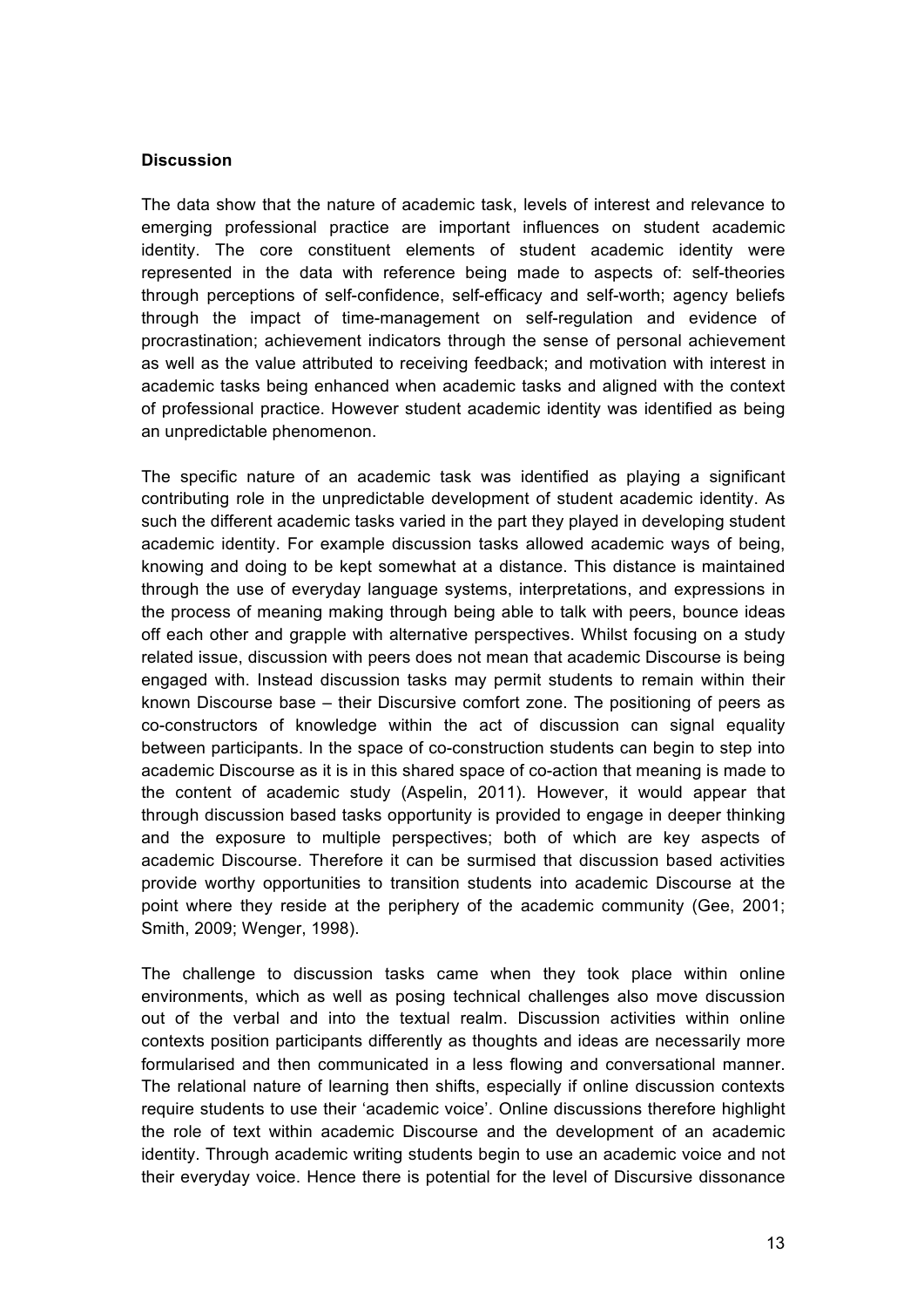**Discussion**

The data show that the nature of academic task, levels of interest and relevance to emerging professional practice are important influences on student academic identity. The core constituent elements of student academic identity were represented in the data with reference being made to aspects of: self-theories through perceptions of self-confidence, self-efficacy and self-worth; agency beliefs through the impact of time-management on self-regulation and evidence of procrastination; achievement indicators through the sense of personal achievement as well as the value attributed to receiving feedback; and motivation with interest in academic tasks being enhanced when academic tasks and aligned with the context of professional practice. However student academic identity was identified as being an unpredictable phenomenon.

The specific nature of an academic task was identified as playing a significant contributing role in the unpredictable development of student academic identity. As such the different academic tasks varied in the part they played in developing student academic identity. For example discussion tasks allowed academic ways of being, knowing and doing to be kept somewhat at a distance. This distance is maintained through the use of everyday language systems, interpretations, and expressions in the process of meaning making through being able to talk with peers, bounce ideas off each other and grapple with alternative perspectives. Whilst focusing on a study related issue, discussion with peers does not mean that academic Discourse is being engaged with. Instead discussion tasks may permit students to remain within their known Discourse base – their Discursive comfort zone. The positioning of peers as co-constructors of knowledge within the act of discussion can signal equality between participants. In the space of co-construction students can begin to step into academic Discourse as it is in this shared space of co-action that meaning is made to the content of academic study (Aspelin, 2011). However, it would appear that through discussion based tasks opportunity is provided to engage in deeper thinking and the exposure to multiple perspectives; both of which are key aspects of academic Discourse. Therefore it can be surmised that discussion based activities provide worthy opportunities to transition students into academic Discourse at the point where they reside at the periphery of the academic community (Gee, 2001; Smith, 2009; Wenger, 1998).

The challenge to discussion tasks came when they took place within online environments, which as well as posing technical challenges also move discussion out of the verbal and into the textual realm. Discussion activities within online contexts position participants differently as thoughts and ideas are necessarily more formularised and then communicated in a less flowing and conversational manner. The relational nature of learning then shifts, especially if online discussion contexts require students to use their 'academic voice'. Online discussions therefore highlight the role of text within academic Discourse and the development of an academic identity. Through academic writing students begin to use an academic voice and not their everyday voice. Hence there is potential for the level of Discursive dissonance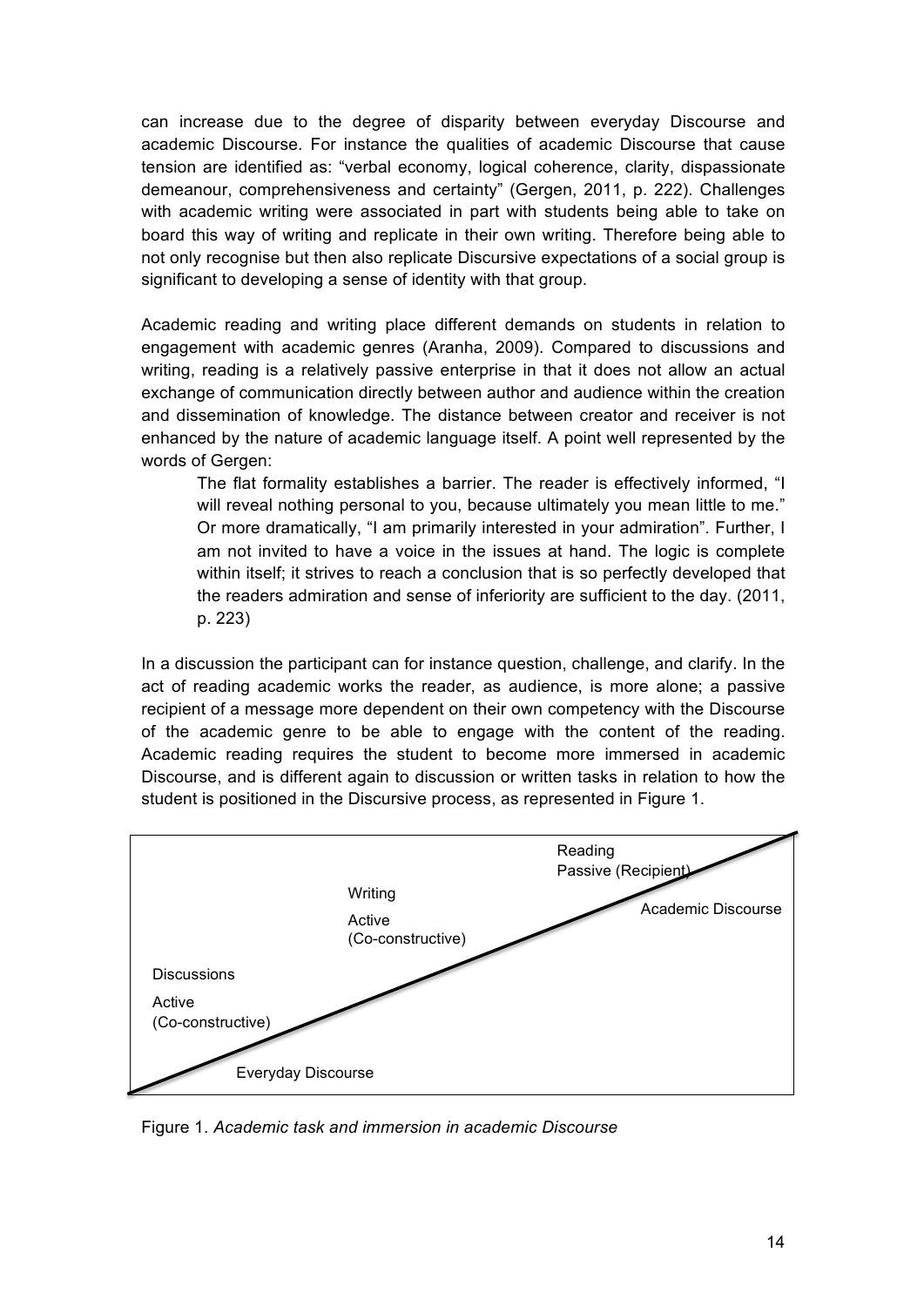can increase due to the degree of disparity between everyday Discourse and academic Discourse. For instance the qualities of academic Discourse that cause tension are identified as: "verbal economy, logical coherence, clarity, dispassionate demeanour, comprehensiveness and certainty" (Gergen, 2011, p. 222). Challenges with academic writing were associated in part with students being able to take on board this way of writing and replicate in their own writing. Therefore being able to not only recognise but then also replicate Discursive expectations of a social group is significant to developing a sense of identity with that group.

Academic reading and writing place different demands on students in relation to engagement with academic genres (Aranha, 2009). Compared to discussions and writing, reading is a relatively passive enterprise in that it does not allow an actual exchange of communication directly between author and audience within the creation and dissemination of knowledge. The distance between creator and receiver is not enhanced by the nature of academic language itself. A point well represented by the words of Gergen:

> The flat formality establishes a barrier. The reader is effectively informed, "I will reveal nothing personal to you, because ultimately you mean little to me." Or more dramatically, "I am primarily interested in your admiration". Further, I am not invited to have a voice in the issues at hand. The logic is complete within itself; it strives to reach a conclusion that is so perfectly developed that the readers admiration and sense of inferiority are sufficient to the day. (2011, p. 223)

In a discussion the participant can for instance question, challenge, and clarify. In the act of reading academic works the reader, as audience, is more alone; a passive recipient of a message more dependent on their own competency with the Discourse of the academic genre to be able to engage with the content of the reading. Academic reading requires the student to become more immersed in academic Discourse, and is different again to discussion or written tasks in relation to how the student is positioned in the Discursive process, as represented in Figure 1.

Reading
Passive (Recipient)

Academic Discourse

Writing
Active
(Co-constructive)

Discussions
Active
(Co-constructive)

Everyday Discourse

Figure 1. *Academic task and immersion in academic Discourse*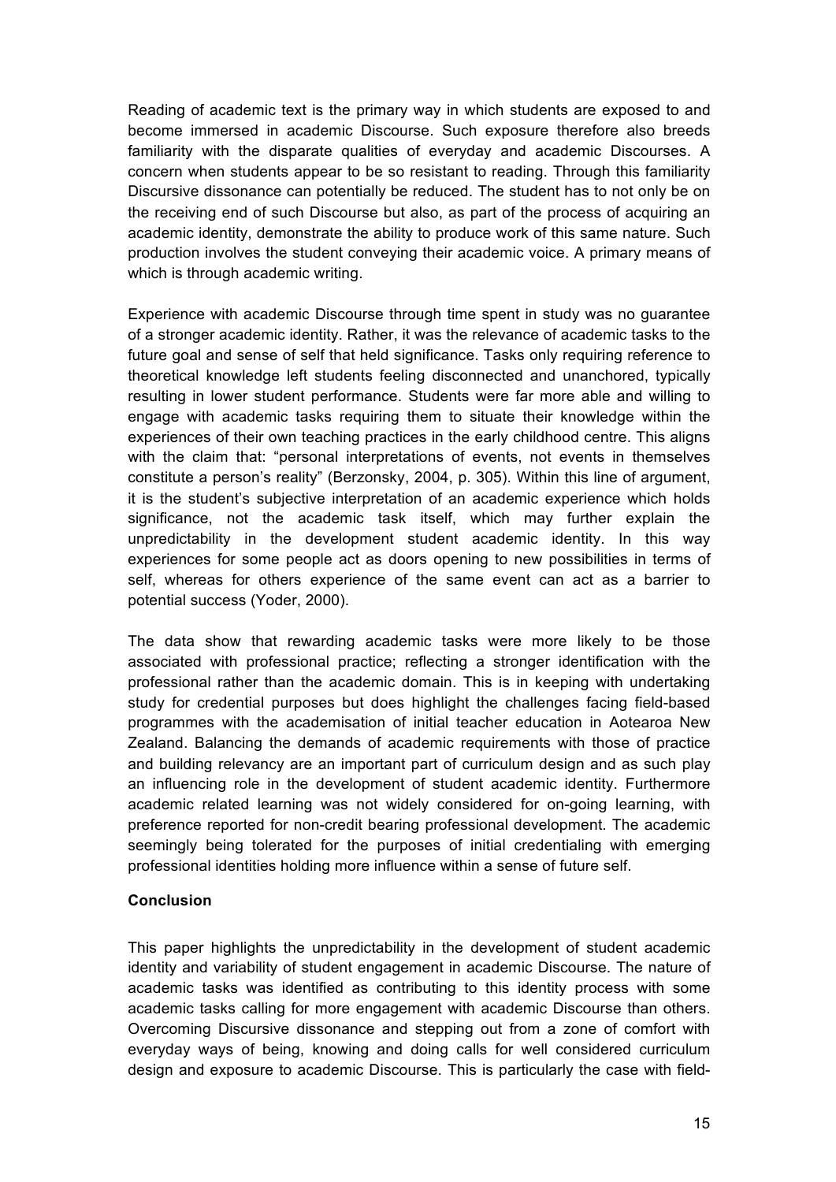Reading of academic text is the primary way in which students are exposed to and become immersed in academic Discourse. Such exposure therefore also breeds familiarity with the disparate qualities of everyday and academic Discourses. A concern when students appear to be so resistant to reading. Through this familiarity Discursive dissonance can potentially be reduced. The student has to not only be on the receiving end of such Discourse but also, as part of the process of acquiring an academic identity, demonstrate the ability to produce work of this same nature. Such production involves the student conveying their academic voice. A primary means of which is through academic writing.

Experience with academic Discourse through time spent in study was no guarantee of a stronger academic identity. Rather, it was the relevance of academic tasks to the future goal and sense of self that held significance. Tasks only requiring reference to theoretical knowledge left students feeling disconnected and unanchored, typically resulting in lower student performance. Students were far more able and willing to engage with academic tasks requiring them to situate their knowledge within the experiences of their own teaching practices in the early childhood centre. This aligns with the claim that: "personal interpretations of events, not events in themselves constitute a person's reality" (Berzonsky, 2004, p. 305). Within this line of argument, it is the student's subjective interpretation of an academic experience which holds significance, not the academic task itself, which may further explain the unpredictability in the development student academic identity. In this way experiences for some people act as doors opening to new possibilities in terms of self, whereas for others experience of the same event can act as a barrier to potential success (Yoder, 2000).

The data show that rewarding academic tasks were more likely to be those associated with professional practice; reflecting a stronger identification with the professional rather than the academic domain. This is in keeping with undertaking study for credential purposes but does highlight the challenges facing field-based programmes with the academisation of initial teacher education in Aotearoa New Zealand. Balancing the demands of academic requirements with those of practice and building relevancy are an important part of curriculum design and as such play an influencing role in the development of student academic identity. Furthermore academic related learning was not widely considered for on-going learning, with preference reported for non-credit bearing professional development. The academic seemingly being tolerated for the purposes of initial credentialing with emerging professional identities holding more influence within a sense of future self.

## Conclusion

This paper highlights the unpredictability in the development of student academic identity and variability of student engagement in academic Discourse. The nature of academic tasks was identified as contributing to this identity process with some academic tasks calling for more engagement with academic Discourse than others. Overcoming Discursive dissonance and stepping out from a zone of comfort with everyday ways of being, knowing and doing calls for well considered curriculum design and exposure to academic Discourse. This is particularly the case with field-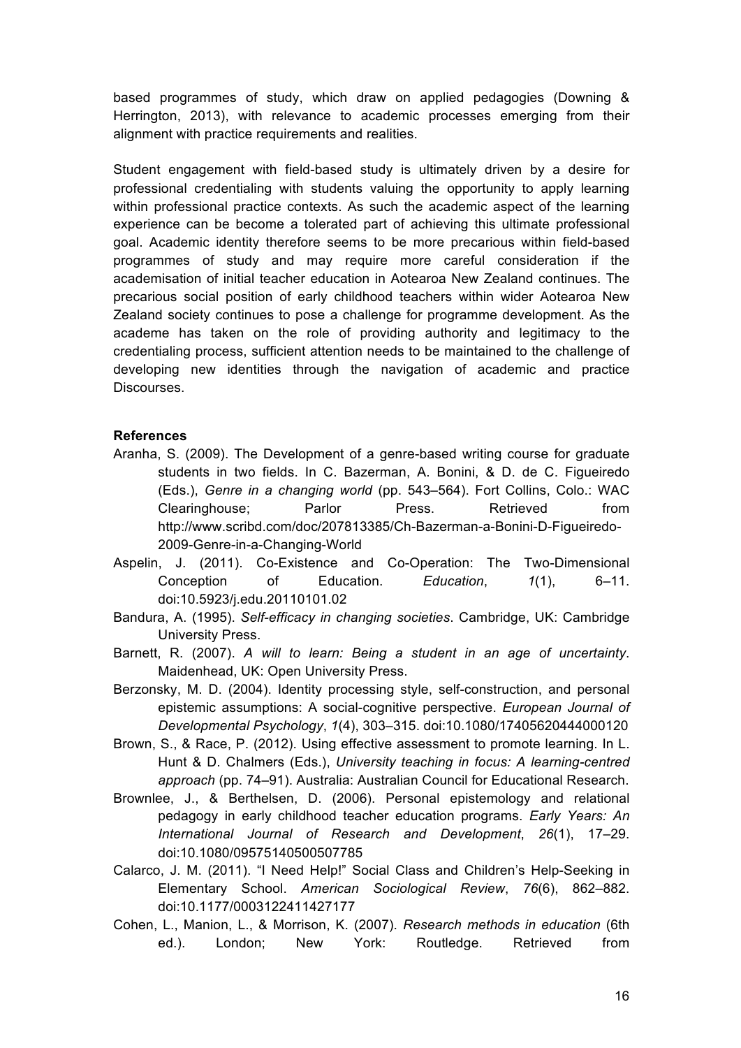based programmes of study, which draw on applied pedagogies (Downing & Herrington, 2013), with relevance to academic processes emerging from their alignment with practice requirements and realities.

Student engagement with field-based study is ultimately driven by a desire for professional credentialing with students valuing the opportunity to apply learning within professional practice contexts. As such the academic aspect of the learning experience can be become a tolerated part of achieving this ultimate professional goal. Academic identity therefore seems to be more precarious within field-based programmes of study and may require more careful consideration if the academisation of initial teacher education in Aotearoa New Zealand continues. The precarious social position of early childhood teachers within wider Aotearoa New Zealand society continues to pose a challenge for programme development. As the academe has taken on the role of providing authority and legitimacy to the credentialing process, sufficient attention needs to be maintained to the challenge of developing new identities through the navigation of academic and practice Discourses.

## References

Aranha, S. (2009). The Development of a genre-based writing course for graduate students in two fields. In C. Bazerman, A. Bonini, & D. de C. Figueiredo (Eds.), *Genre in a changing world* (pp. 543–564). Fort Collins, Colo.: WAC Clearinghouse; Parlor Press. Retrieved from http://www.scribd.com/doc/207813385/Ch-Bazerman-a-Bonini-D-Figueiredo-2009-Genre-in-a-Changing-World

Aspelin, J. (2011). Co-Existence and Co-Operation: The Two-Dimensional Conception of Education. *Education*, *1*(1), 6–11. doi:10.5923/j.edu.20110101.02

Bandura, A. (1995). *Self-efficacy in changing societies*. Cambridge, UK: Cambridge University Press.

Barnett, R. (2007). *A will to learn: Being a student in an age of uncertainty*. Maidenhead, UK: Open University Press.

Berzonsky, M. D. (2004). Identity processing style, self-construction, and personal epistemic assumptions: A social-cognitive perspective. *European Journal of Developmental Psychology*, *1*(4), 303–315. doi:10.1080/17405620444000120

Brown, S., & Race, P. (2012). Using effective assessment to promote learning. In L. Hunt & D. Chalmers (Eds.), *University teaching in focus: A learning-centred approach* (pp. 74–91). Australia: Australian Council for Educational Research.

Brownlee, J., & Berthelsen, D. (2006). Personal epistemology and relational pedagogy in early childhood teacher education programs. *Early Years: An International Journal of Research and Development*, *26*(1), 17–29. doi:10.1080/09575140500507785

Calarco, J. M. (2011). "I Need Help!" Social Class and Children's Help-Seeking in Elementary School. *American Sociological Review*, *76*(6), 862–882. doi:10.1177/0003122411427177

Cohen, L., Manion, L., & Morrison, K. (2007). *Research methods in education* (6th ed.). London; New York: Routledge. Retrieved from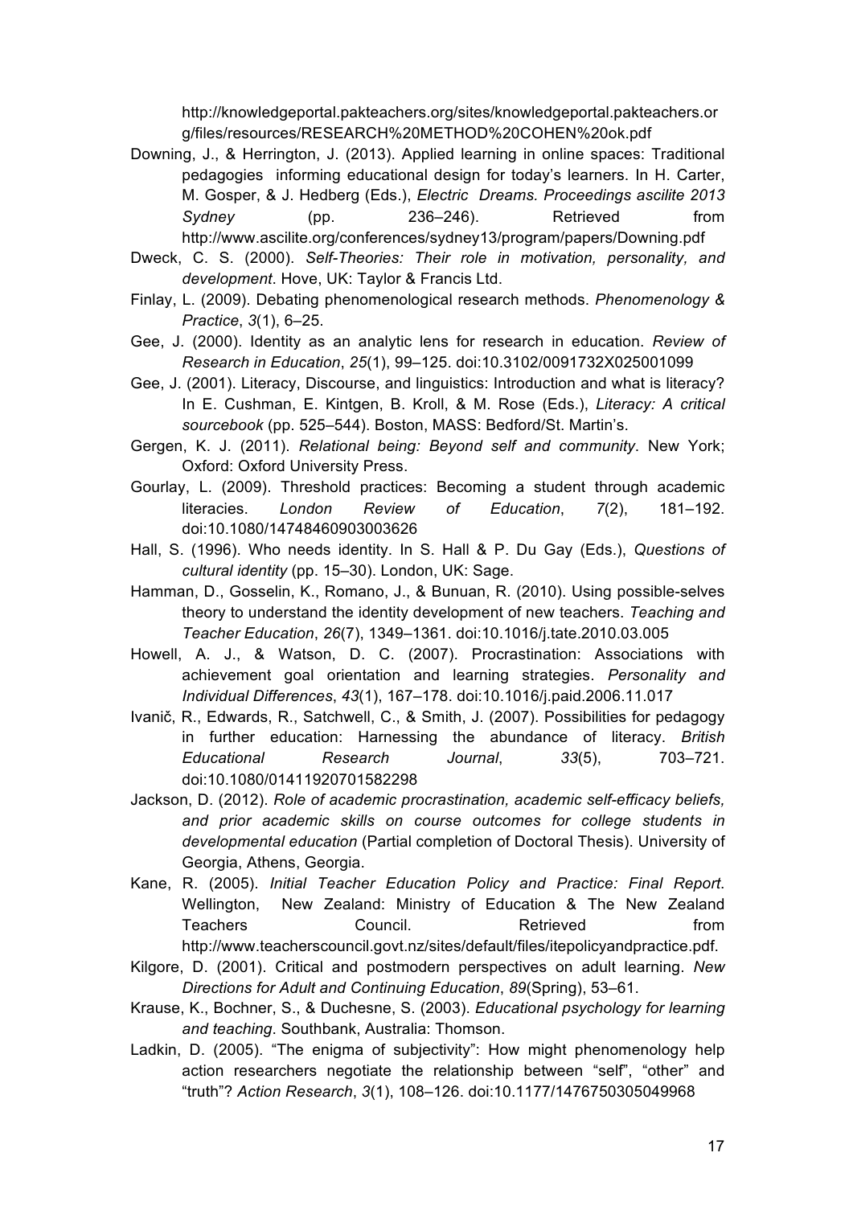http://knowledgeportal.pakteachers.org/sites/knowledgeportal.pakteachers.org/files/resources/RESEARCH%20METHOD%20COHEN%20ok.pdf

Downing, J., & Herrington, J. (2013). Applied learning in online spaces: Traditional pedagogies informing educational design for today's learners. In H. Carter, M. Gosper, & J. Hedberg (Eds.), *Electric Dreams. Proceedings ascilite 2013 Sydney* (pp. 236–246). Retrieved from http://www.ascilite.org/conferences/sydney13/program/papers/Downing.pdf

Dweck, C. S. (2000). *Self-Theories: Their role in motivation, personality, and development*. Hove, UK: Taylor & Francis Ltd.

Finlay, L. (2009). Debating phenomenological research methods. *Phenomenology & Practice*, *3*(1), 6–25.

Gee, J. (2000). Identity as an analytic lens for research in education. *Review of Research in Education*, *25*(1), 99–125. doi:10.3102/0091732X025001099

Gee, J. (2001). Literacy, Discourse, and linguistics: Introduction and what is literacy? In E. Cushman, E. Kintgen, B. Kroll, & M. Rose (Eds.), *Literacy: A critical sourcebook* (pp. 525–544). Boston, MASS: Bedford/St. Martin's.

Gergen, K. J. (2011). *Relational being: Beyond self and community*. New York; Oxford: Oxford University Press.

Gourlay, L. (2009). Threshold practices: Becoming a student through academic literacies. *London Review of Education*, *7*(2), 181–192. doi:10.1080/14748460903003626

Hall, S. (1996). Who needs identity. In S. Hall & P. Du Gay (Eds.), *Questions of cultural identity* (pp. 15–30). London, UK: Sage.

Hamman, D., Gosselin, K., Romano, J., & Bunuan, R. (2010). Using possible-selves theory to understand the identity development of new teachers. *Teaching and Teacher Education*, *26*(7), 1349–1361. doi:10.1016/j.tate.2010.03.005

Howell, A. J., & Watson, D. C. (2007). Procrastination: Associations with achievement goal orientation and learning strategies. *Personality and Individual Differences*, *43*(1), 167–178. doi:10.1016/j.paid.2006.11.017

Ivanič, R., Edwards, R., Satchwell, C., & Smith, J. (2007). Possibilities for pedagogy in further education: Harnessing the abundance of literacy. *British Educational Research Journal*, *33*(5), 703–721. doi:10.1080/01411920701582298

Jackson, D. (2012). *Role of academic procrastination, academic self-efficacy beliefs, and prior academic skills on course outcomes for college students in developmental education* (Partial completion of Doctoral Thesis). University of Georgia, Athens, Georgia.

Kane, R. (2005). *Initial Teacher Education Policy and Practice: Final Report.* Wellington, New Zealand: Ministry of Education & The New Zealand Teachers Council. Retrieved from http://www.teacherscouncil.govt.nz/sites/default/files/itepolicyandpractice.pdf.

Kilgore, D. (2001). Critical and postmodern perspectives on adult learning. *New Directions for Adult and Continuing Education*, *89*(Spring), 53–61.

Krause, K., Bochner, S., & Duchesne, S. (2003). *Educational psychology for learning and teaching*. Southbank, Australia: Thomson.

Ladkin, D. (2005). "The enigma of subjectivity": How might phenomenology help action researchers negotiate the relationship between "self", "other" and "truth"? *Action Research*, *3*(1), 108–126. doi:10.1177/1476750305049968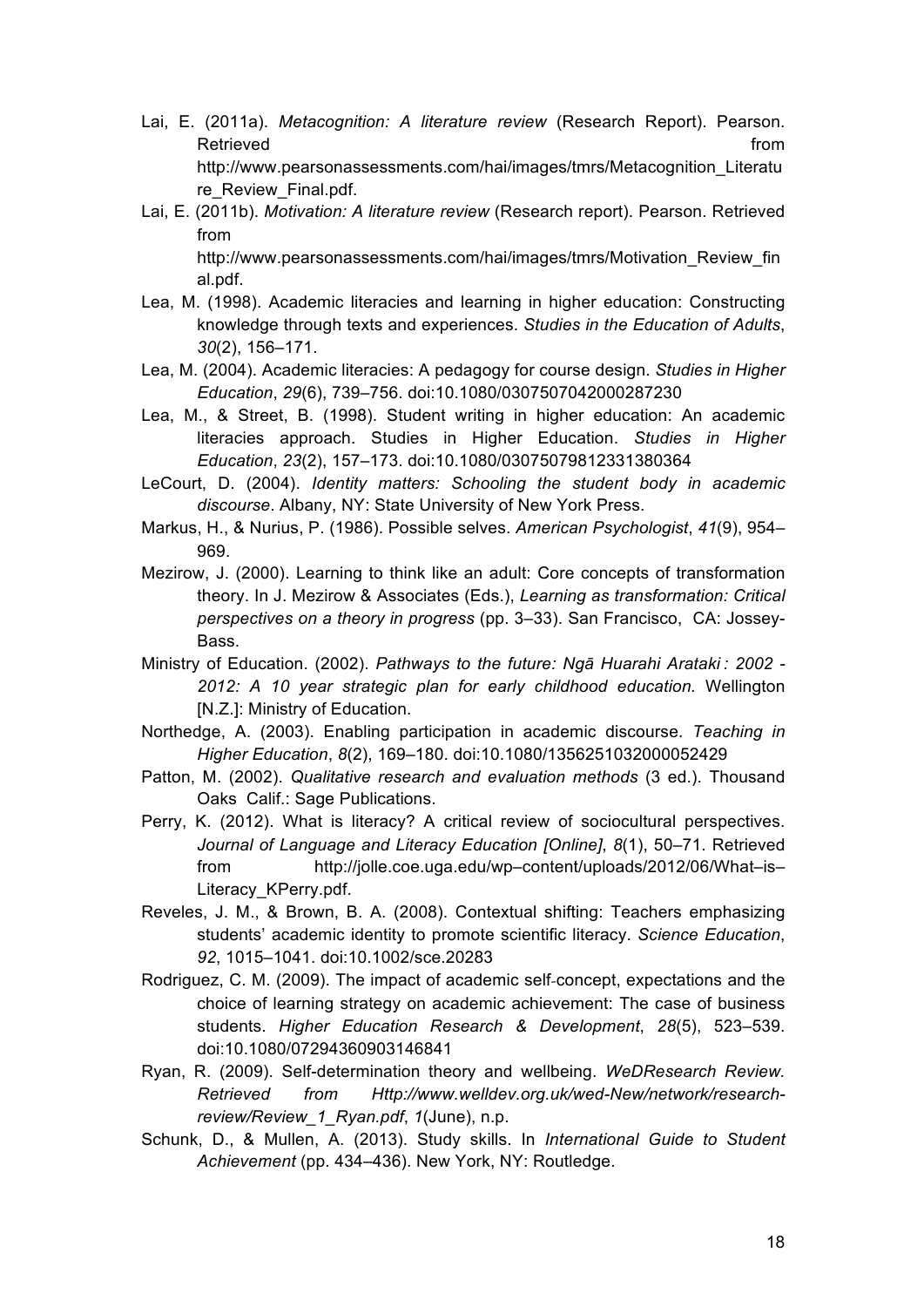Lai, E. (2011a). *Metacognition: A literature review* (Research Report). Pearson. Retrieved from http://www.pearsonassessments.com/hai/images/tmrs/Metacognition_Literature_Review_Final.pdf.

Lai, E. (2011b). *Motivation: A literature review* (Research report). Pearson. Retrieved from http://www.pearsonassessments.com/hai/images/tmrs/Motivation_Review_final.pdf.

Lea, M. (1998). Academic literacies and learning in higher education: Constructing knowledge through texts and experiences. *Studies in the Education of Adults*, *30*(2), 156–171.

Lea, M. (2004). Academic literacies: A pedagogy for course design. *Studies in Higher Education*, *29*(6), 739–756. doi:10.1080/0307507042000287230

Lea, M., & Street, B. (1998). Student writing in higher education: An academic literacies approach. Studies in Higher Education. *Studies in Higher Education*, *23*(2), 157–173. doi:10.1080/03075079812331380364

LeCourt, D. (2004). *Identity matters: Schooling the student body in academic discourse*. Albany, NY: State University of New York Press.

Markus, H., & Nurius, P. (1986). Possible selves. *American Psychologist*, *41*(9), 954–969.

Mezirow, J. (2000). Learning to think like an adult: Core concepts of transformation theory. In J. Mezirow & Associates (Eds.), *Learning as transformation: Critical perspectives on a theory in progress* (pp. 3–33). San Francisco, CA: Jossey-Bass.

Ministry of Education. (2002). *Pathways to the future: Ngā Huarahi Arataki : 2002 - 2012: A 10 year strategic plan for early childhood education.* Wellington [N.Z.]: Ministry of Education.

Northedge, A. (2003). Enabling participation in academic discourse. *Teaching in Higher Education*, *8*(2), 169–180. doi:10.1080/1356251032000052429

Patton, M. (2002). *Qualitative research and evaluation methods* (3 ed.). Thousand Oaks Calif.: Sage Publications.

Perry, K. (2012). What is literacy? A critical review of sociocultural perspectives. *Journal of Language and Literacy Education [Online]*, *8*(1), 50–71. Retrieved from http://jolle.coe.uga.edu/wp–content/uploads/2012/06/What–is–Literacy_KPerry.pdf.

Reveles, J. M., & Brown, B. A. (2008). Contextual shifting: Teachers emphasizing students' academic identity to promote scientific literacy. *Science Education*, *92*, 1015–1041. doi:10.1002/sce.20283

Rodriguez, C. M. (2009). The impact of academic self-concept, expectations and the choice of learning strategy on academic achievement: The case of business students. *Higher Education Research & Development*, *28*(5), 523–539. doi:10.1080/07294360903146841

Ryan, R. (2009). Self-determination theory and wellbeing. *WeDResearch Review. Retrieved from Http://www.welldev.org.uk/wed-New/network/research-review/Review_1_Ryan.pdf*, *1*(June), n.p.

Schunk, D., & Mullen, A. (2013). Study skills. In *International Guide to Student Achievement* (pp. 434–436). New York, NY: Routledge.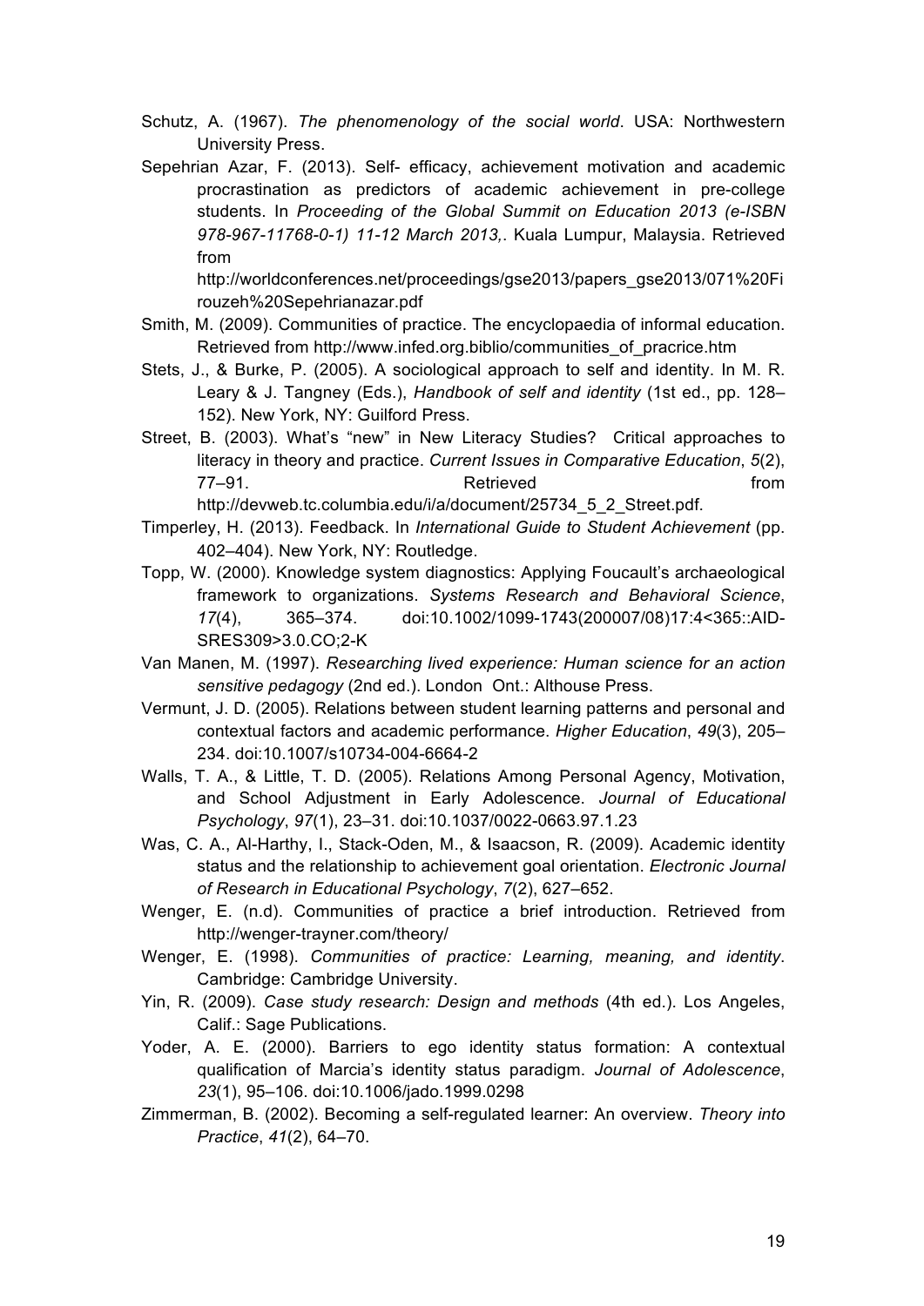Schutz, A. (1967). *The phenomenology of the social world*. USA: Northwestern University Press.

Sepehrian Azar, F. (2013). Self- efficacy, achievement motivation and academic procrastination as predictors of academic achievement in pre-college students. In *Proceeding of the Global Summit on Education 2013 (e-ISBN 978-967-11768-0-1) 11-12 March 2013,*. Kuala Lumpur, Malaysia. Retrieved from http://worldconferences.net/proceedings/gse2013/papers_gse2013/071%20Firouzeh%20Sepehrianazar.pdf

Smith, M. (2009). Communities of practice. The encyclopaedia of informal education. Retrieved from http://www.infed.org.biblio/communities_of_pracrice.htm

Stets, J., & Burke, P. (2005). A sociological approach to self and identity. In M. R. Leary & J. Tangney (Eds.), *Handbook of self and identity* (1st ed., pp. 128–152). New York, NY: Guilford Press.

Street, B. (2003). What's "new" in New Literacy Studies? Critical approaches to literacy in theory and practice. *Current Issues in Comparative Education*, *5*(2), 77–91. Retrieved from http://devweb.tc.columbia.edu/i/a/document/25734_5_2_Street.pdf.

Timperley, H. (2013). Feedback. In *International Guide to Student Achievement* (pp. 402–404). New York, NY: Routledge.

Topp, W. (2000). Knowledge system diagnostics: Applying Foucault's archaeological framework to organizations. *Systems Research and Behavioral Science*, *17*(4), 365–374. doi:10.1002/1099-1743(200007/08)17:4<365::AID-SRES309>3.0.CO;2-K

Van Manen, M. (1997). *Researching lived experience: Human science for an action sensitive pedagogy* (2nd ed.). London Ont.: Althouse Press.

Vermunt, J. D. (2005). Relations between student learning patterns and personal and contextual factors and academic performance. *Higher Education*, *49*(3), 205–234. doi:10.1007/s10734-004-6664-2

Walls, T. A., & Little, T. D. (2005). Relations Among Personal Agency, Motivation, and School Adjustment in Early Adolescence. *Journal of Educational Psychology*, *97*(1), 23–31. doi:10.1037/0022-0663.97.1.23

Was, C. A., Al-Harthy, I., Stack-Oden, M., & Isaacson, R. (2009). Academic identity status and the relationship to achievement goal orientation. *Electronic Journal of Research in Educational Psychology*, *7*(2), 627–652.

Wenger, E. (n.d). Communities of practice a brief introduction. Retrieved from http://wenger-trayner.com/theory/

Wenger, E. (1998). *Communities of practice: Learning, meaning, and identity*. Cambridge: Cambridge University.

Yin, R. (2009). *Case study research: Design and methods* (4th ed.). Los Angeles, Calif.: Sage Publications.

Yoder, A. E. (2000). Barriers to ego identity status formation: A contextual qualification of Marcia's identity status paradigm. *Journal of Adolescence*, *23*(1), 95–106. doi:10.1006/jado.1999.0298

Zimmerman, B. (2002). Becoming a self-regulated learner: An overview. *Theory into Practice*, *41*(2), 64–70.